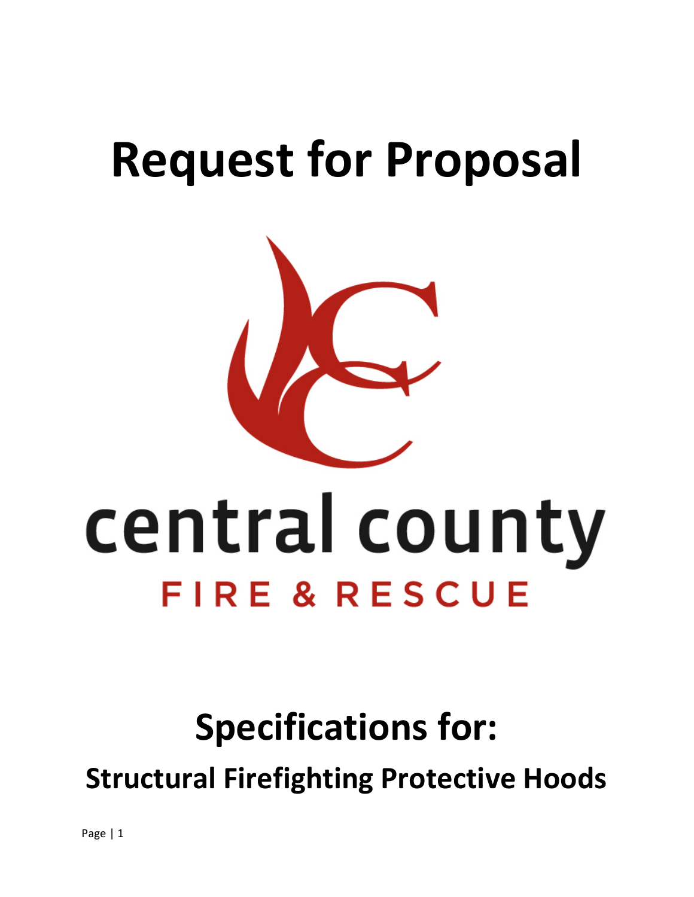# Request for Proposal

central county

FIRE & RESCUE

## Specifications for:

### Structural Firefighting Protective Hoods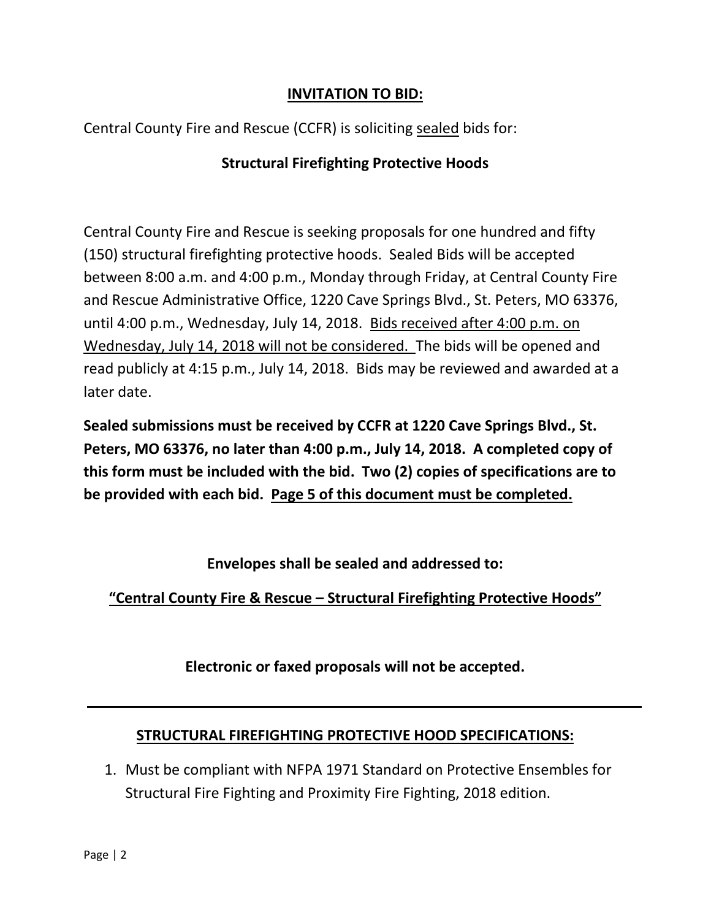## <u>INVITATION TO BID:</u>

Central County Fire and Rescue (CCFR) is soliciting <u>sealed</u> bids for:

**Structural Firefighting Protective Hoods**

Central County Fire and Rescue is seeking proposals for one hundred and fifty (150) structural firefighting protective hoods. Sealed Bids will be accepted between 8:00 a.m. and 4:00 p.m., Monday through Friday, at Central County Fire and Rescue Administrative Office, 1220 Cave Springs Blvd., St. Peters, MO 63376, until 4:00 p.m., Wednesday, July 14, 2018. <u>Bids received after 4:00 p.m. on Wednesday, July 14, 2018 will not be considered.</u> The bids will be opened and read publicly at 4:15 p.m., July 14, 2018. Bids may be reviewed and awarded at a later date.

**Sealed submissions must be received by CCFR at 1220 Cave Springs Blvd., St. Peters, MO 63376, no later than 4:00 p.m., July 14, 2018. A completed copy of this form must be included with the bid. Two (2) copies of specifications are to be provided with each bid. <u>Page 5 of this document must be completed.</u>**

**Envelopes shall be sealed and addressed to:**

**<u>"Central County Fire & Rescue – Structural Firefighting Protective Hoods"</u>**

**Electronic or faxed proposals will not be accepted.**

---

## <u>STRUCTURAL FIREFIGHTING PROTECTIVE HOOD SPECIFICATIONS:</u>

1. Must be compliant with NFPA 1971 Standard on Protective Ensembles for Structural Fire Fighting and Proximity Fire Fighting, 2018 edition.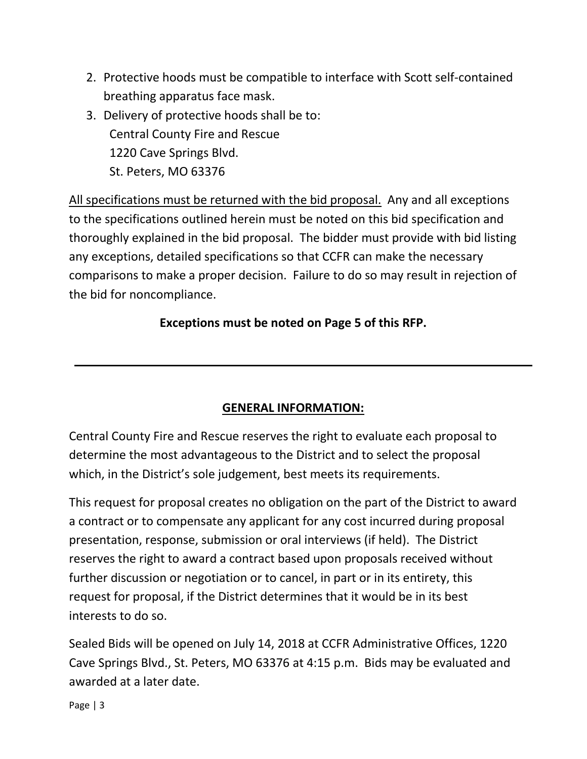2. Protective hoods must be compatible to interface with Scott self-contained breathing apparatus face mask.
3. Delivery of protective hoods shall be to:
   Central County Fire and Rescue
   1220 Cave Springs Blvd.
   St. Peters, MO 63376

<u>All specifications must be returned with the bid proposal.</u> Any and all exceptions to the specifications outlined herein must be noted on this bid specification and thoroughly explained in the bid proposal. The bidder must provide with bid listing any exceptions, detailed specifications so that CCFR can make the necessary comparisons to make a proper decision. Failure to do so may result in rejection of the bid for noncompliance.

**Exceptions must be noted on Page 5 of this RFP.**

---

## <u>GENERAL INFORMATION:</u>

Central County Fire and Rescue reserves the right to evaluate each proposal to determine the most advantageous to the District and to select the proposal which, in the District's sole judgement, best meets its requirements.

This request for proposal creates no obligation on the part of the District to award a contract or to compensate any applicant for any cost incurred during proposal presentation, response, submission or oral interviews (if held). The District reserves the right to award a contract based upon proposals received without further discussion or negotiation or to cancel, in part or in its entirety, this request for proposal, if the District determines that it would be in its best interests to do so.

Sealed Bids will be opened on July 14, 2018 at CCFR Administrative Offices, 1220 Cave Springs Blvd., St. Peters, MO 63376 at 4:15 p.m. Bids may be evaluated and awarded at a later date.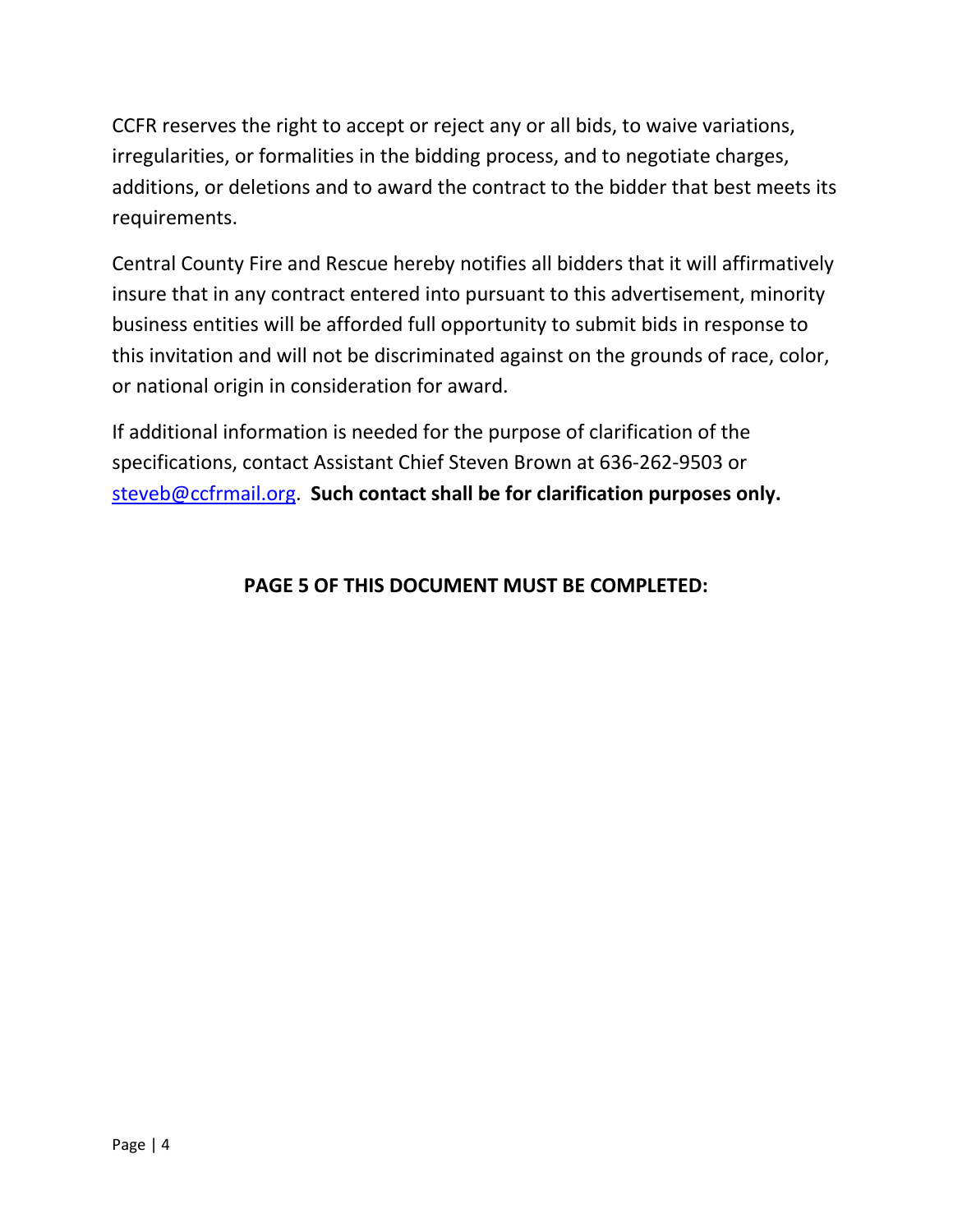CCFR reserves the right to accept or reject any or all bids, to waive variations, irregularities, or formalities in the bidding process, and to negotiate charges, additions, or deletions and to award the contract to the bidder that best meets its requirements.

Central County Fire and Rescue hereby notifies all bidders that it will affirmatively insure that in any contract entered into pursuant to this advertisement, minority business entities will be afforded full opportunity to submit bids in response to this invitation and will not be discriminated against on the grounds of race, color, or national origin in consideration for award.

If additional information is needed for the purpose of clarification of the specifications, contact Assistant Chief Steven Brown at 636-262-9503 or steveb@ccfrmail.org. **Such contact shall be for clarification purposes only.**

**PAGE 5 OF THIS DOCUMENT MUST BE COMPLETED:**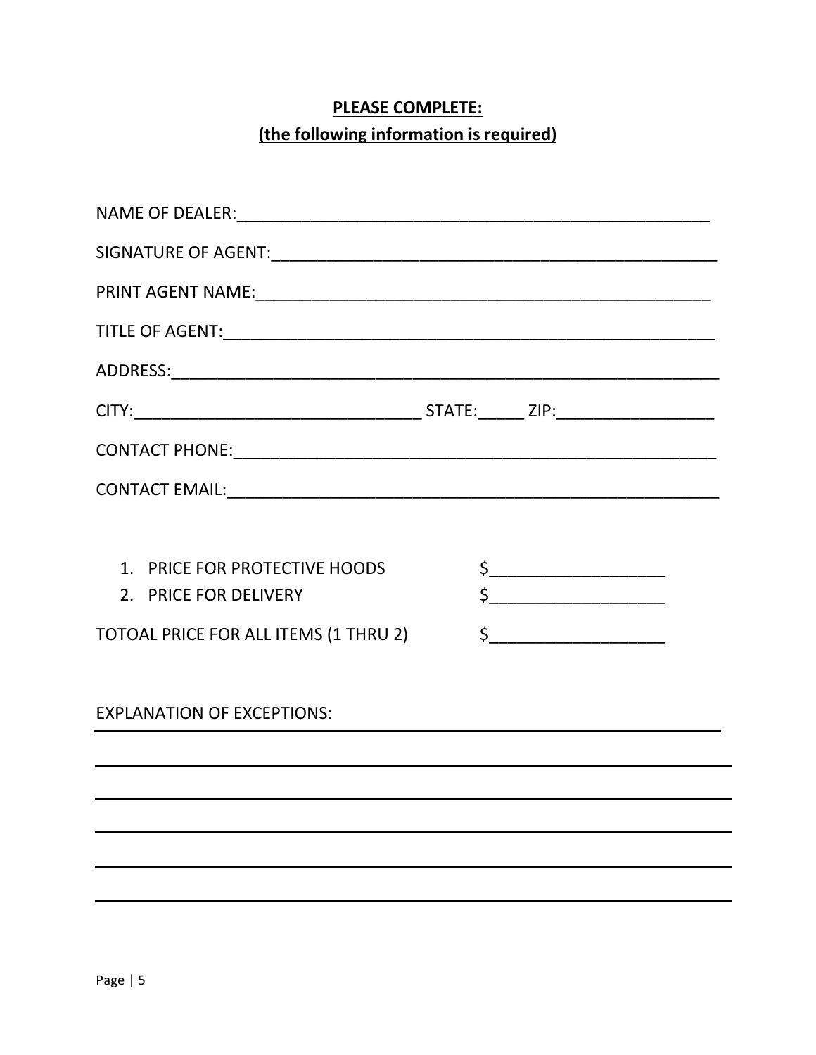**PLEASE COMPLETE:**

**(the following information is required)**

NAME OF DEALER:_____________________________________________________

SIGNATURE OF AGENT:_________________________________________________

PRINT AGENT NAME:___________________________________________________

TITLE OF AGENT:_____________________________________________________

ADDRESS:___________________________________________________________

CITY:________________________________ STATE:_____ ZIP:_________________

CONTACT PHONE:_____________________________________________________

CONTACT EMAIL:_____________________________________________________

1. PRICE FOR PROTECTIVE HOODS $___________________
2. PRICE FOR DELIVERY $___________________

TOTOAL PRICE FOR ALL ITEMS (1 THRU 2) $___________________

EXPLANATION OF EXCEPTIONS:
___________________________________________________________________

___________________________________________________________________

___________________________________________________________________

___________________________________________________________________

___________________________________________________________________

___________________________________________________________________